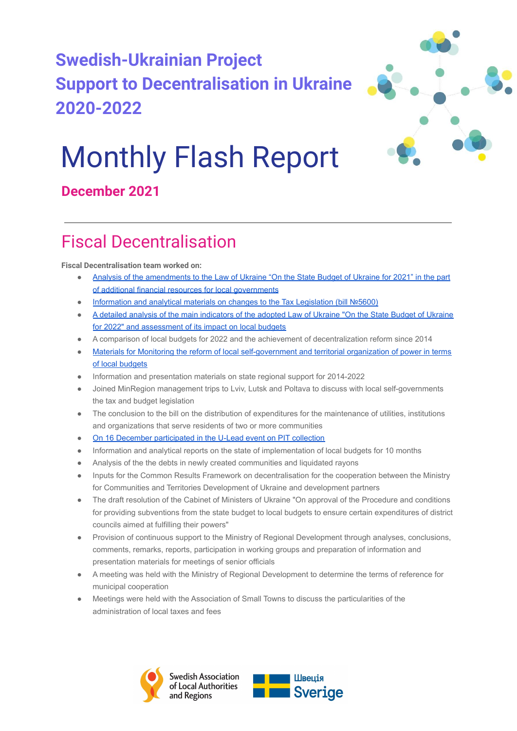# Swedish-Ukrainian Project
# Support to Decentralisation in Ukraine
# 2020-2022

# Monthly Flash Report

**December 2021**

---

## Fiscal Decentralisation

**Fiscal Decentralisation team worked on:**

- Analysis of the amendments to the Law of Ukraine "On the State Budget of Ukraine for 2021" in the part of additional financial resources for local governments
- Information and analytical materials on changes to the Tax Legislation (bill №5600)
- A detailed analysis of the main indicators of the adopted Law of Ukraine "On the State Budget of Ukraine for 2022" and assessment of its impact on local budgets
- A comparison of local budgets for 2022 and the achievement of decentralization reform since 2014
- Materials for Monitoring the reform of local self-government and territorial organization of power in terms of local budgets
- Information and presentation materials on state regional support for 2014-2022
- Joined MinRegion management trips to Lviv, Lutsk and Poltava to discuss with local self-governments the tax and budget legislation
- The conclusion to the bill on the distribution of expenditures for the maintenance of utilities, institutions and organizations that serve residents of two or more communities
- On 16 December participated in the U-Lead event on PIT collection
- Information and analytical reports on the state of implementation of local budgets for 10 months
- Analysis of the the debts in newly created communities and liquidated rayons
- Inputs for the Common Results Framework on decentralisation for the cooperation between the Ministry for Communities and Territories Development of Ukraine and development partners
- The draft resolution of the Cabinet of Ministers of Ukraine "On approval of the Procedure and conditions for providing subventions from the state budget to local budgets to ensure certain expenditures of district councils aimed at fulfilling their powers"
- Provision of continuous support to the Ministry of Regional Development through analyses, conclusions, comments, remarks, reports, participation in working groups and preparation of information and presentation materials for meetings of senior officials
- A meeting was held with the Ministry of Regional Development to determine the terms of reference for municipal cooperation
- Meetings were held with the Association of Small Towns to discuss the particularities of the administration of local taxes and fees

Swedish Association of Local Authorities and Regions

Швеція Sverige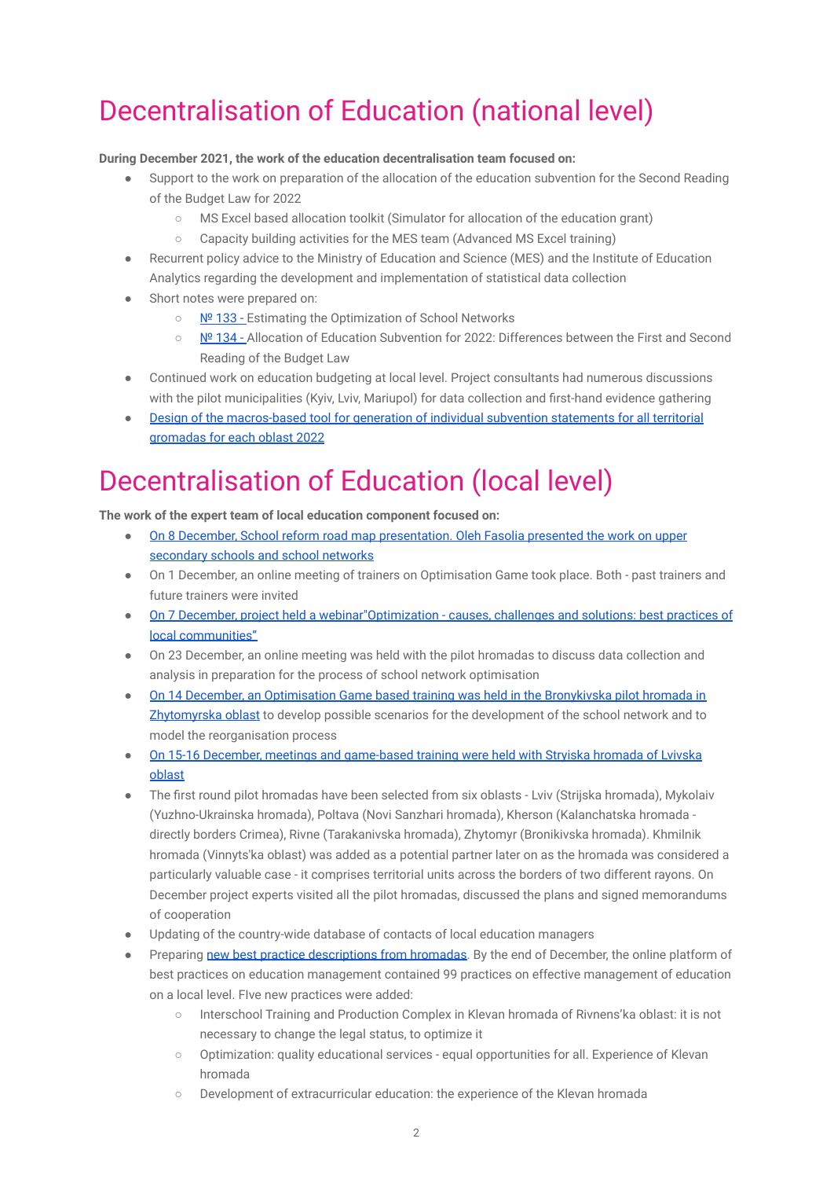# Decentralisation of Education (national level)

**During December 2021, the work of the education decentralisation team focused on:**

- Support to the work on preparation of the allocation of the education subvention for the Second Reading of the Budget Law for 2022
  - MS Excel based allocation toolkit (Simulator for allocation of the education grant)
  - Capacity building activities for the MES team (Advanced MS Excel training)
- Recurrent policy advice to the Ministry of Education and Science (MES) and the Institute of Education Analytics regarding the development and implementation of statistical data collection
- Short notes were prepared on:
  - № 133 - Estimating the Optimization of School Networks
  - № 134 - Allocation of Education Subvention for 2022: Differences between the First and Second Reading of the Budget Law
- Continued work on education budgeting at local level. Project consultants had numerous discussions with the pilot municipalities (Kyiv, Lviv, Mariupol) for data collection and first-hand evidence gathering
- Design of the macros-based tool for generation of individual subvention statements for all territorial gromadas for each oblast 2022

# Decentralisation of Education (local level)

**The work of the expert team of local education component focused on:**

- On 8 December, School reform road map presentation. Oleh Fasolia presented the work on upper secondary schools and school networks
- On 1 December, an online meeting of trainers on Optimisation Game took place. Both - past trainers and future trainers were invited
- On 7 December, project held a webinar"Optimization - causes, challenges and solutions: best practices of local communities"
- On 23 December, an online meeting was held with the pilot hromadas to discuss data collection and analysis in preparation for the process of school network optimisation
- On 14 December, an Optimisation Game based training was held in the Bronykivska pilot hromada in Zhytomyrska oblast to develop possible scenarios for the development of the school network and to model the reorganisation process
- On 15-16 December, meetings and game-based training were held with Stryiska hromada of Lvivska oblast
- The first round pilot hromadas have been selected from six oblasts - Lviv (Strijska hromada), Mykolaiv (Yuzhno-Ukrainska hromada), Poltava (Novi Sanzhari hromada), Kherson (Kalanchatska hromada - directly borders Crimea), Rivne (Tarakanivska hromada), Zhytomyr (Bronikivska hromada). Khmilnik hromada (Vinnyts'ka oblast) was added as a potential partner later on as the hromada was considered a particularly valuable case - it comprises territorial units across the borders of two different rayons. On December project experts visited all the pilot hromadas, discussed the plans and signed memorandums of cooperation
- Updating of the country-wide database of contacts of local education managers
- Preparing new best practice descriptions from hromadas. By the end of December, the online platform of best practices on education management contained 99 practices on effective management of education on a local level. FIve new practices were added:
  - Interschool Training and Production Complex in Klevan hromada of Rivnens'ka oblast: it is not necessary to change the legal status, to optimize it
  - Optimization: quality educational services - equal opportunities for all. Experience of Klevan hromada
  - Development of extracurricular education: the experience of the Klevan hromada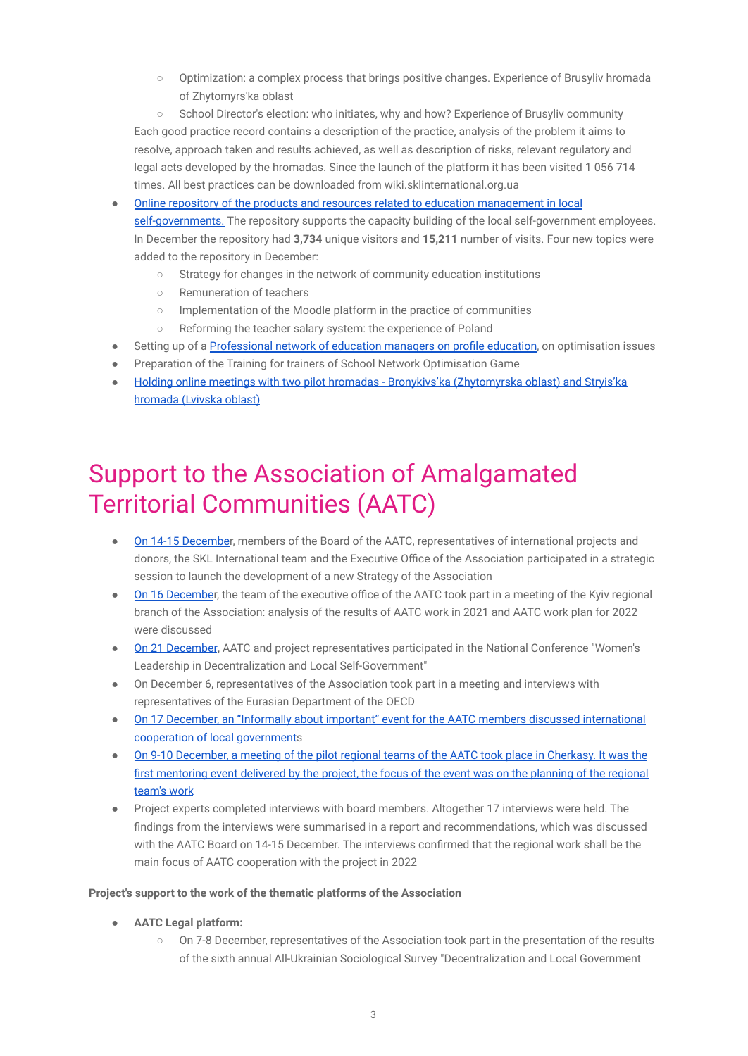- Optimization: a complex process that brings positive changes. Experience of Brusyliv hromada of Zhytomyrs'ka oblast
    - School Director's election: who initiates, why and how? Experience of Brusyliv community

  Each good practice record contains a description of the practice, analysis of the problem it aims to resolve, approach taken and results achieved, as well as description of risks, relevant regulatory and legal acts developed by the hromadas. Since the launch of the platform it has been visited 1 056 714 times. All best practices can be downloaded from wiki.sklinternational.org.ua
- Online repository of the products and resources related to education management in local self-governments. The repository supports the capacity building of the local self-government employees. In December the repository had **3,734** unique visitors and **15,211** number of visits. Four new topics were added to the repository in December:
    - Strategy for changes in the network of community education institutions
    - Remuneration of teachers
    - Implementation of the Moodle platform in the practice of communities
    - Reforming the teacher salary system: the experience of Poland
- Setting up of a Professional network of education managers on profile education, on optimisation issues
- Preparation of the Training for trainers of School Network Optimisation Game
- Holding online meetings with two pilot hromadas - Bronykivs'ka (Zhytomyrska oblast) and Stryis'ka hromada (Lvivska oblast)

# Support to the Association of Amalgamated Territorial Communities (AATC)

- On 14-15 December, members of the Board of the AATC, representatives of international projects and donors, the SKL International team and the Executive Office of the Association participated in a strategic session to launch the development of a new Strategy of the Association
- On 16 December, the team of the executive office of the AATC took part in a meeting of the Kyiv regional branch of the Association: analysis of the results of AATC work in 2021 and AATC work plan for 2022 were discussed
- On 21 December, AATC and project representatives participated in the National Conference "Women's Leadership in Decentralization and Local Self-Government"
- On December 6, representatives of the Association took part in a meeting and interviews with representatives of the Eurasian Department of the OECD
- On 17 December, an "Informally about important" event for the AATC members discussed international cooperation of local governments
- On 9-10 December, a meeting of the pilot regional teams of the AATC took place in Cherkasy. It was the first mentoring event delivered by the project, the focus of the event was on the planning of the regional team's work
- Project experts completed interviews with board members. Altogether 17 interviews were held. The findings from the interviews were summarised in a report and recommendations, which was discussed with the AATC Board on 14-15 December. The interviews confirmed that the regional work shall be the main focus of AATC cooperation with the project in 2022

**Project's support to the work of the thematic platforms of the Association**

- **AATC Legal platform:**
    - On 7-8 December, representatives of the Association took part in the presentation of the results of the sixth annual All-Ukrainian Sociological Survey "Decentralization and Local Government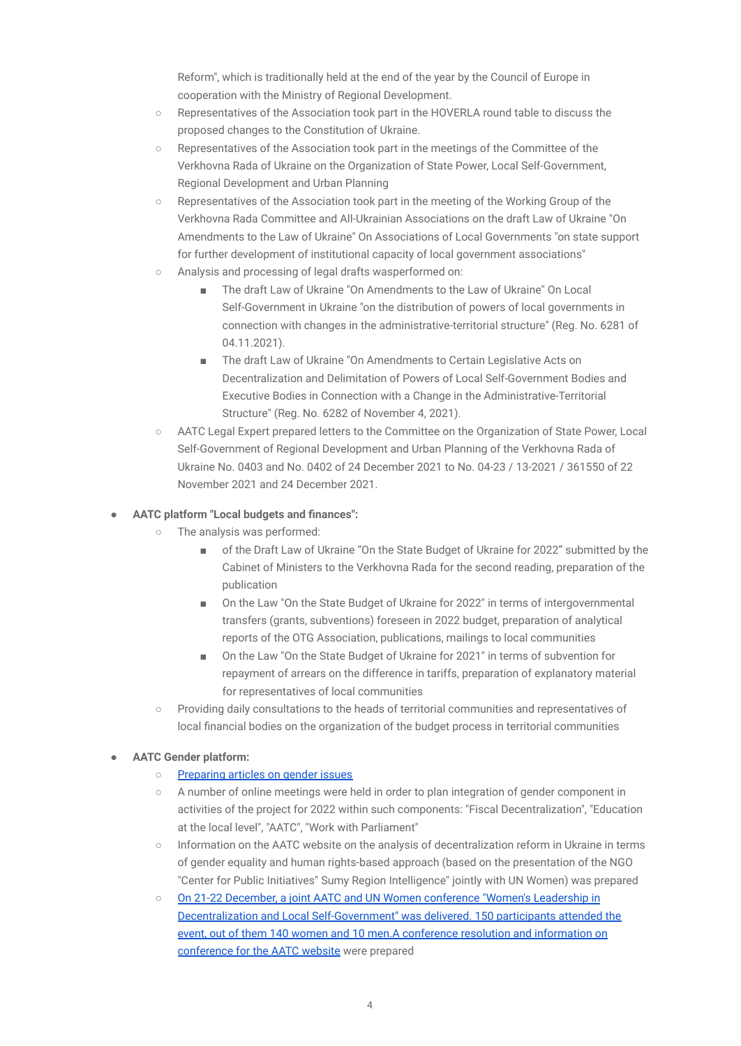Reform", which is traditionally held at the end of the year by the Council of Europe in cooperation with the Ministry of Regional Development.

- Representatives of the Association took part in the HOVERLA round table to discuss the proposed changes to the Constitution of Ukraine.
- Representatives of the Association took part in the meetings of the Committee of the Verkhovna Rada of Ukraine on the Organization of State Power, Local Self-Government, Regional Development and Urban Planning
- Representatives of the Association took part in the meeting of the Working Group of the Verkhovna Rada Committee and All-Ukrainian Associations on the draft Law of Ukraine "On Amendments to the Law of Ukraine" On Associations of Local Governments "on state support for further development of institutional capacity of local government associations"
- Analysis and processing of legal drafts wasperformed on:
  - The draft Law of Ukraine "On Amendments to the Law of Ukraine" On Local Self-Government in Ukraine "on the distribution of powers of local governments in connection with changes in the administrative-territorial structure" (Reg. No. 6281 of 04.11.2021).
  - The draft Law of Ukraine "On Amendments to Certain Legislative Acts on Decentralization and Delimitation of Powers of Local Self-Government Bodies and Executive Bodies in Connection with a Change in the Administrative-Territorial Structure" (Reg. No. 6282 of November 4, 2021).
- AATC Legal Expert prepared letters to the Committee on the Organization of State Power, Local Self-Government of Regional Development and Urban Planning of the Verkhovna Rada of Ukraine No. 0403 and No. 0402 of 24 December 2021 to No. 04-23 / 13-2021 / 361550 of 22 November 2021 and 24 December 2021.

- **AATC platform "Local budgets and finances":**
  - The analysis was performed:
    - of the Draft Law of Ukraine "On the State Budget of Ukraine for 2022" submitted by the Cabinet of Ministers to the Verkhovna Rada for the second reading, preparation of the publication
    - On the Law "On the State Budget of Ukraine for 2022" in terms of intergovernmental transfers (grants, subventions) foreseen in 2022 budget, preparation of analytical reports of the OTG Association, publications, mailings to local communities
    - On the Law "On the State Budget of Ukraine for 2021" in terms of subvention for repayment of arrears on the difference in tariffs, preparation of explanatory material for representatives of local communities
  - Providing daily consultations to the heads of territorial communities and representatives of local financial bodies on the organization of the budget process in territorial communities

- **AATC Gender platform:**
  - Preparing articles on gender issues
  - A number of online meetings were held in order to plan integration of gender component in activities of the project for 2022 within such components: "Fiscal Decentralization", "Education at the local level", "AATC", "Work with Parliament"
  - Information on the AATC website on the analysis of decentralization reform in Ukraine in terms of gender equality and human rights-based approach (based on the presentation of the NGO "Center for Public Initiatives" Sumy Region Intelligence" jointly with UN Women) was prepared
  - On 21-22 December, a joint AATC and UN Women conference "Women's Leadership in Decentralization and Local Self-Government" was delivered. 150 participants attended the event, out of them 140 women and 10 men.A conference resolution and information on conference for the AATC website were prepared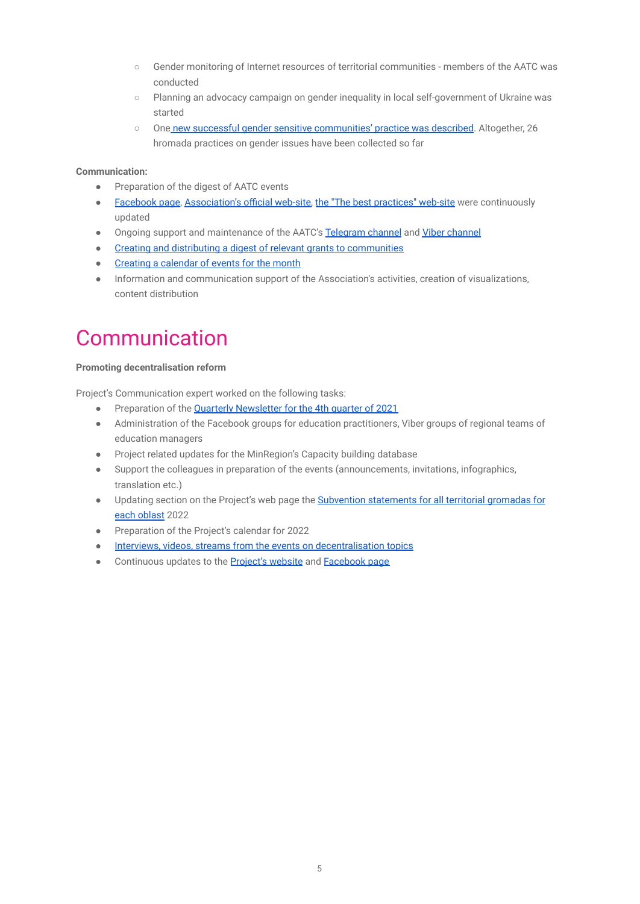- Gender monitoring of Internet resources of territorial communities - members of the AATC was conducted
  - Planning an advocacy campaign on gender inequality in local self-government of Ukraine was started
  - One new successful gender sensitive communities' practice was described. Altogether, 26 hromada practices on gender issues have been collected so far

**Communication:**

- Preparation of the digest of AATC events
- Facebook page, Association's official web-site, the "The best practices" web-site were continuously updated
- Ongoing support and maintenance of the AATC's Telegram channel and Viber channel
- Creating and distributing a digest of relevant grants to communities
- Creating a calendar of events for the month
- Information and communication support of the Association's activities, creation of visualizations, content distribution

# Communication

**Promoting decentralisation reform**

Project's Communication expert worked on the following tasks:

- Preparation of the Quarterly Newsletter for the 4th quarter of 2021
- Administration of the Facebook groups for education practitioners, Viber groups of regional teams of education managers
- Project related updates for the MinRegion's Capacity building database
- Support the colleagues in preparation of the events (announcements, invitations, infographics, translation etc.)
- Updating section on the Project's web page the Subvention statements for all territorial gromadas for each oblast 2022
- Preparation of the Project's calendar for 2022
- Interviews, videos, streams from the events on decentralisation topics
- Continuous updates to the Project's website and Facebook page